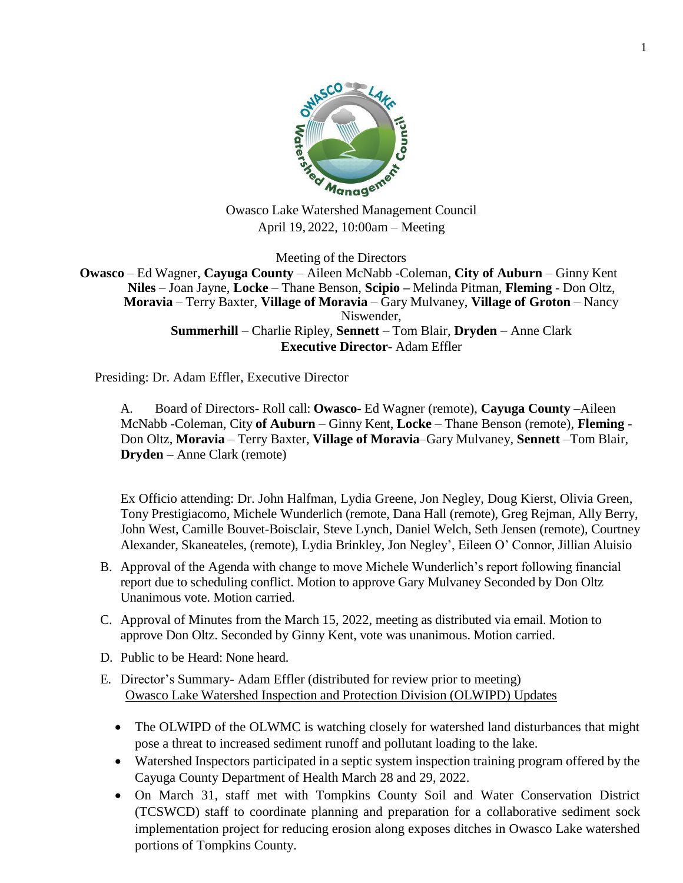Owasco Lake Watershed Management Council
April 19, 2022, 10:00am – Meeting

Meeting of the Directors

**Owasco** – Ed Wagner, **Cayuga County** – Aileen McNabb -Coleman, **City of Auburn** – Ginny Kent **Niles** – Joan Jayne, **Locke** – Thane Benson, **Scipio –** Melinda Pitman, **Fleming** - Don Oltz, **Moravia** – Terry Baxter, **Village of Moravia** – Gary Mulvaney, **Village of Groton** – Nancy Niswender, **Summerhill** – Charlie Ripley, **Sennett** – Tom Blair, **Dryden** – Anne Clark
**Executive Director**- Adam Effler

Presiding: Dr. Adam Effler, Executive Director

A. Board of Directors- Roll call: **Owasco**- Ed Wagner (remote), **Cayuga County** –Aileen McNabb -Coleman, City **of Auburn** – Ginny Kent, **Locke** – Thane Benson (remote), **Fleming** - Don Oltz, **Moravia** – Terry Baxter, **Village of Moravia**–Gary Mulvaney, **Sennett** –Tom Blair, **Dryden** – Anne Clark (remote)

Ex Officio attending: Dr. John Halfman, Lydia Greene, Jon Negley, Doug Kierst, Olivia Green, Tony Prestigiacomo, Michele Wunderlich (remote, Dana Hall (remote), Greg Rejman, Ally Berry, John West, Camille Bouvet-Boisclair, Steve Lynch, Daniel Welch, Seth Jensen (remote), Courtney Alexander, Skaneateles, (remote), Lydia Brinkley, Jon Negley', Eileen O' Connor, Jillian Aluisio

B. Approval of the Agenda with change to move Michele Wunderlich's report following financial report due to scheduling conflict. Motion to approve Gary Mulvaney Seconded by Don Oltz Unanimous vote. Motion carried.

C. Approval of Minutes from the March 15, 2022, meeting as distributed via email. Motion to approve Don Oltz. Seconded by Ginny Kent, vote was unanimous. Motion carried.

D. Public to be Heard: None heard.

E. Director's Summary- Adam Effler (distributed for review prior to meeting)
Owasco Lake Watershed Inspection and Protection Division (OLWIPD) Updates

- The OLWIPD of the OLWMC is watching closely for watershed land disturbances that might pose a threat to increased sediment runoff and pollutant loading to the lake.
- Watershed Inspectors participated in a septic system inspection training program offered by the Cayuga County Department of Health March 28 and 29, 2022.
- On March 31, staff met with Tompkins County Soil and Water Conservation District (TCSWCD) staff to coordinate planning and preparation for a collaborative sediment sock implementation project for reducing erosion along exposes ditches in Owasco Lake watershed portions of Tompkins County.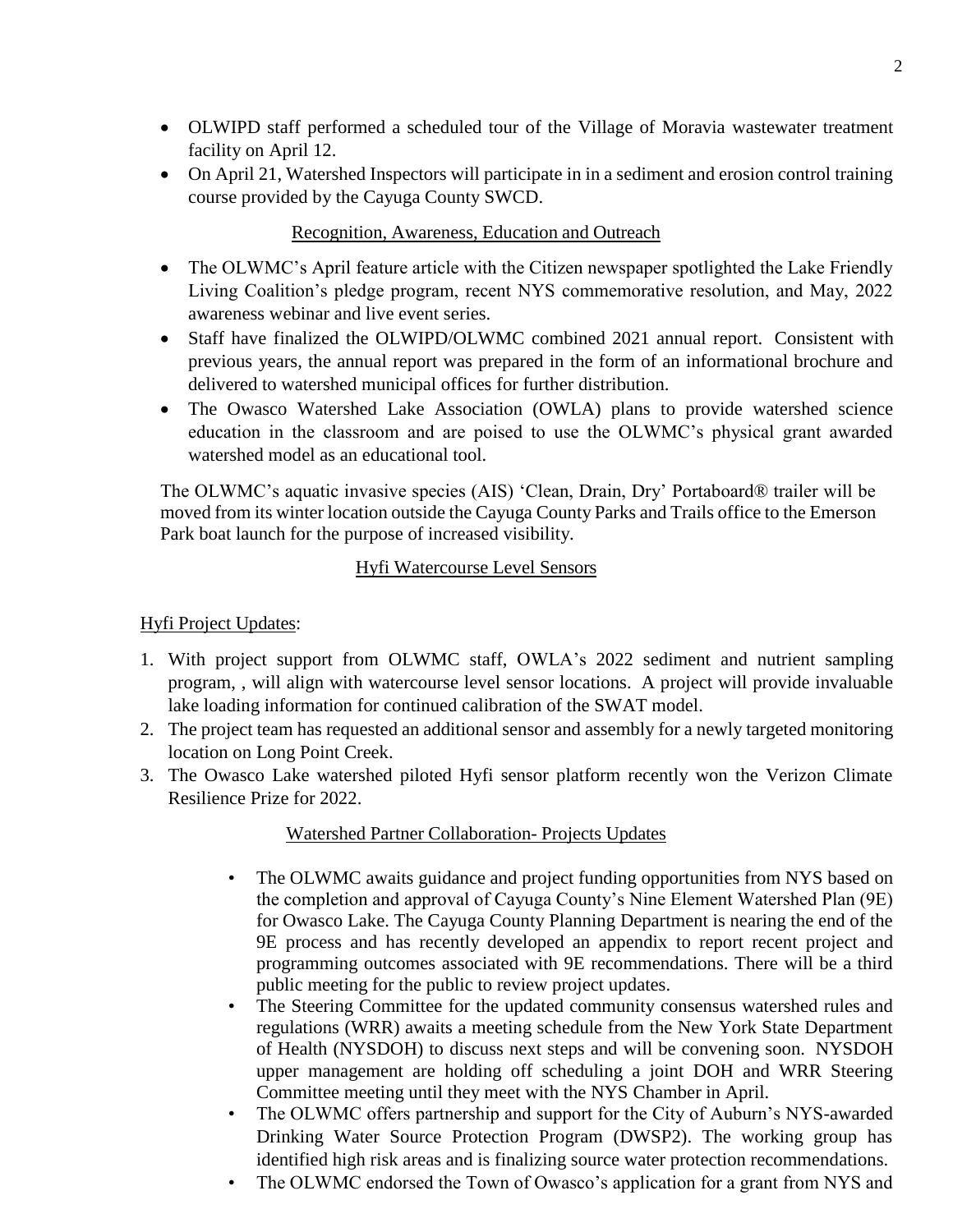- OLWIPD staff performed a scheduled tour of the Village of Moravia wastewater treatment facility on April 12.
- On April 21, Watershed Inspectors will participate in in a sediment and erosion control training course provided by the Cayuga County SWCD.

## Recognition, Awareness, Education and Outreach

- The OLWMC's April feature article with the Citizen newspaper spotlighted the Lake Friendly Living Coalition's pledge program, recent NYS commemorative resolution, and May, 2022 awareness webinar and live event series.
- Staff have finalized the OLWIPD/OLWMC combined 2021 annual report. Consistent with previous years, the annual report was prepared in the form of an informational brochure and delivered to watershed municipal offices for further distribution.
- The Owasco Watershed Lake Association (OWLA) plans to provide watershed science education in the classroom and are poised to use the OLWMC's physical grant awarded watershed model as an educational tool.

The OLWMC's aquatic invasive species (AIS) 'Clean, Drain, Dry' Portaboard® trailer will be moved from its winter location outside the Cayuga County Parks and Trails office to the Emerson Park boat launch for the purpose of increased visibility.

## Hyfi Watercourse Level Sensors

Hyfi Project Updates:

1. With project support from OLWMC staff, OWLA's 2022 sediment and nutrient sampling program, , will align with watercourse level sensor locations. A project will provide invaluable lake loading information for continued calibration of the SWAT model.
2. The project team has requested an additional sensor and assembly for a newly targeted monitoring location on Long Point Creek.
3. The Owasco Lake watershed piloted Hyfi sensor platform recently won the Verizon Climate Resilience Prize for 2022.

## Watershed Partner Collaboration- Projects Updates

- The OLWMC awaits guidance and project funding opportunities from NYS based on the completion and approval of Cayuga County's Nine Element Watershed Plan (9E) for Owasco Lake. The Cayuga County Planning Department is nearing the end of the 9E process and has recently developed an appendix to report recent project and programming outcomes associated with 9E recommendations. There will be a third public meeting for the public to review project updates.
- The Steering Committee for the updated community consensus watershed rules and regulations (WRR) awaits a meeting schedule from the New York State Department of Health (NYSDOH) to discuss next steps and will be convening soon. NYSDOH upper management are holding off scheduling a joint DOH and WRR Steering Committee meeting until they meet with the NYS Chamber in April.
- The OLWMC offers partnership and support for the City of Auburn's NYS-awarded Drinking Water Source Protection Program (DWSP2). The working group has identified high risk areas and is finalizing source water protection recommendations.
- The OLWMC endorsed the Town of Owasco's application for a grant from NYS and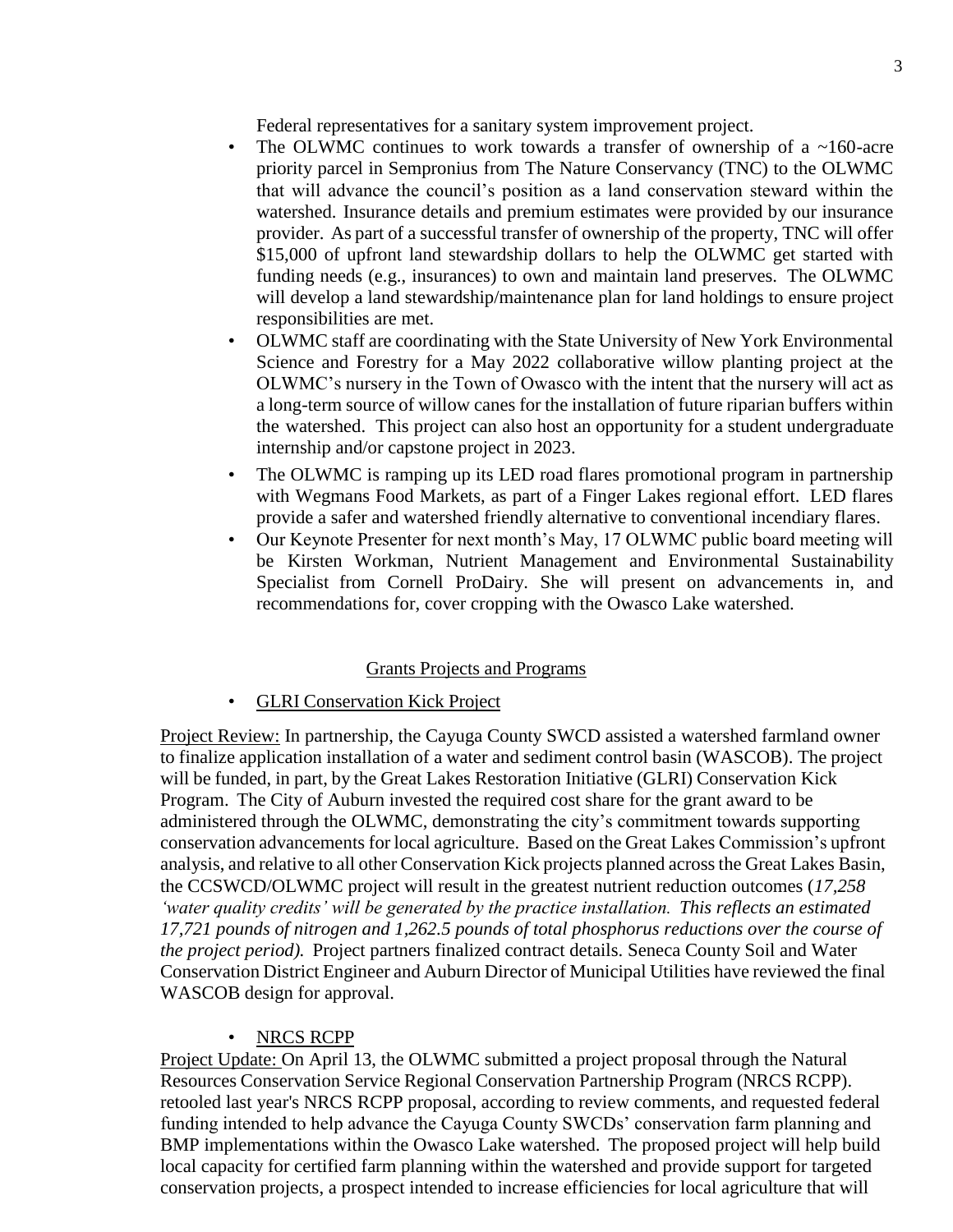Federal representatives for a sanitary system improvement project.

- The OLWMC continues to work towards a transfer of ownership of a ~160-acre priority parcel in Sempronius from The Nature Conservancy (TNC) to the OLWMC that will advance the council's position as a land conservation steward within the watershed. Insurance details and premium estimates were provided by our insurance provider. As part of a successful transfer of ownership of the property, TNC will offer $15,000 of upfront land stewardship dollars to help the OLWMC get started with funding needs (e.g., insurances) to own and maintain land preserves. The OLWMC will develop a land stewardship/maintenance plan for land holdings to ensure project responsibilities are met.
- OLWMC staff are coordinating with the State University of New York Environmental Science and Forestry for a May 2022 collaborative willow planting project at the OLWMC's nursery in the Town of Owasco with the intent that the nursery will act as a long-term source of willow canes for the installation of future riparian buffers within the watershed. This project can also host an opportunity for a student undergraduate internship and/or capstone project in 2023.
- The OLWMC is ramping up its LED road flares promotional program in partnership with Wegmans Food Markets, as part of a Finger Lakes regional effort. LED flares provide a safer and watershed friendly alternative to conventional incendiary flares.
- Our Keynote Presenter for next month's May, 17 OLWMC public board meeting will be Kirsten Workman, Nutrient Management and Environmental Sustainability Specialist from Cornell ProDairy. She will present on advancements in, and recommendations for, cover cropping with the Owasco Lake watershed.

## Grants Projects and Programs

- GLRI Conservation Kick Project

Project Review: In partnership, the Cayuga County SWCD assisted a watershed farmland owner to finalize application installation of a water and sediment control basin (WASCOB). The project will be funded, in part, by the Great Lakes Restoration Initiative (GLRI) Conservation Kick Program. The City of Auburn invested the required cost share for the grant award to be administered through the OLWMC, demonstrating the city's commitment towards supporting conservation advancements for local agriculture. Based on the Great Lakes Commission's upfront analysis, and relative to all other Conservation Kick projects planned across the Great Lakes Basin, the CCSWCD/OLWMC project will result in the greatest nutrient reduction outcomes (*17,258 'water quality credits' will be generated by the practice installation. This reflects an estimated 17,721 pounds of nitrogen and 1,262.5 pounds of total phosphorus reductions over the course of the project period).* Project partners finalized contract details. Seneca County Soil and Water Conservation District Engineer and Auburn Director of Municipal Utilities have reviewed the final WASCOB design for approval.

- NRCS RCPP

Project Update: On April 13, the OLWMC submitted a project proposal through the Natural Resources Conservation Service Regional Conservation Partnership Program (NRCS RCPP). retooled last year's NRCS RCPP proposal, according to review comments, and requested federal funding intended to help advance the Cayuga County SWCDs' conservation farm planning and BMP implementations within the Owasco Lake watershed. The proposed project will help build local capacity for certified farm planning within the watershed and provide support for targeted conservation projects, a prospect intended to increase efficiencies for local agriculture that will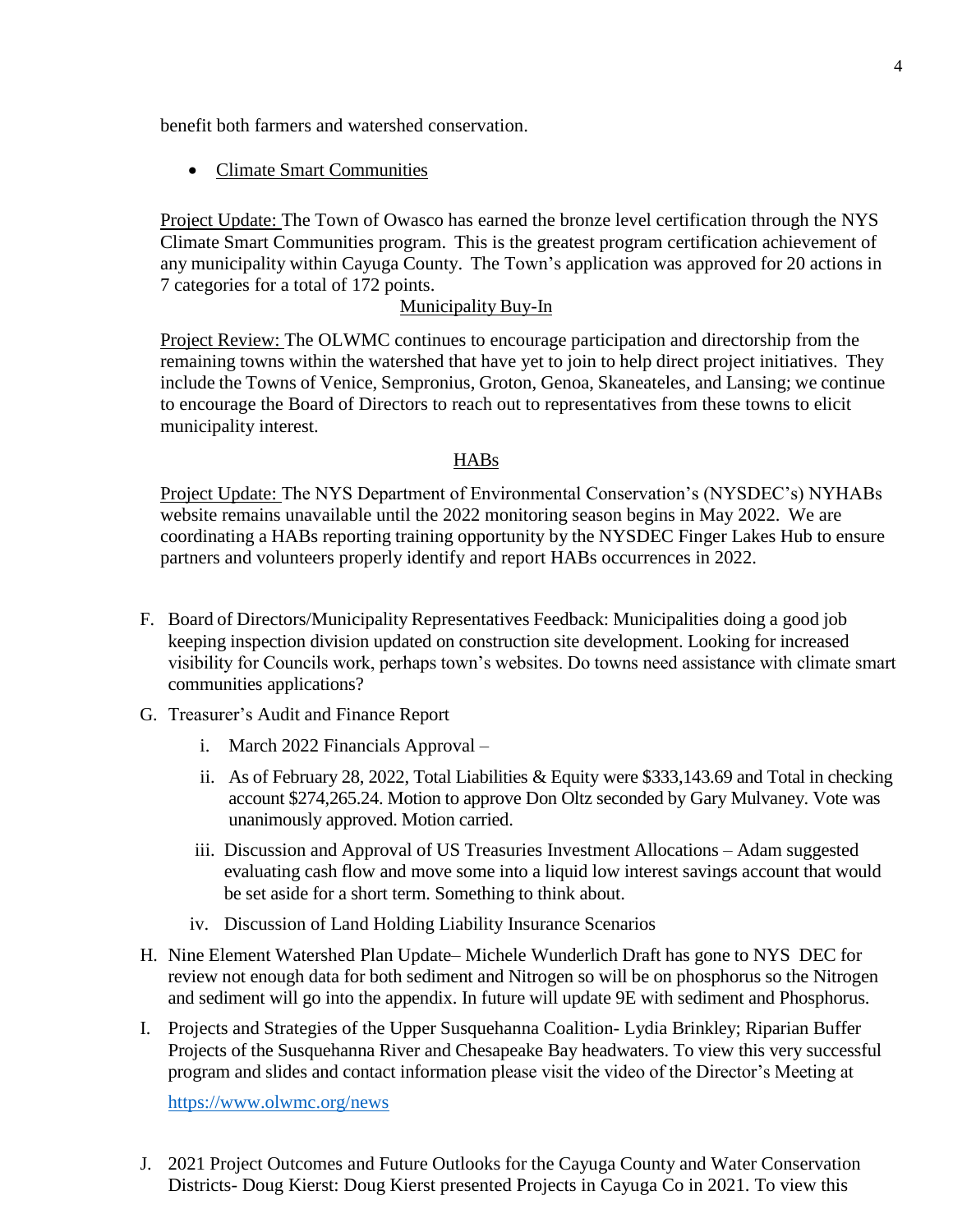benefit both farmers and watershed conservation.

- Climate Smart Communities

Project Update: The Town of Owasco has earned the bronze level certification through the NYS Climate Smart Communities program. This is the greatest program certification achievement of any municipality within Cayuga County. The Town's application was approved for 20 actions in 7 categories for a total of 172 points.

Municipality Buy-In

Project Review: The OLWMC continues to encourage participation and directorship from the remaining towns within the watershed that have yet to join to help direct project initiatives. They include the Towns of Venice, Sempronius, Groton, Genoa, Skaneateles, and Lansing; we continue to encourage the Board of Directors to reach out to representatives from these towns to elicit municipality interest.

HABs

Project Update: The NYS Department of Environmental Conservation's (NYSDEC's) NYHABs website remains unavailable until the 2022 monitoring season begins in May 2022. We are coordinating a HABs reporting training opportunity by the NYSDEC Finger Lakes Hub to ensure partners and volunteers properly identify and report HABs occurrences in 2022.

F. Board of Directors/Municipality Representatives Feedback: Municipalities doing a good job keeping inspection division updated on construction site development. Looking for increased visibility for Councils work, perhaps town's websites. Do towns need assistance with climate smart communities applications?

G. Treasurer's Audit and Finance Report

   i. March 2022 Financials Approval –

   ii. As of February 28, 2022, Total Liabilities & Equity were $333,143.69 and Total in checking account $274,265.24. Motion to approve Don Oltz seconded by Gary Mulvaney. Vote was unanimously approved. Motion carried.

   iii. Discussion and Approval of US Treasuries Investment Allocations – Adam suggested evaluating cash flow and move some into a liquid low interest savings account that would be set aside for a short term. Something to think about.

   iv. Discussion of Land Holding Liability Insurance Scenarios

H. Nine Element Watershed Plan Update– Michele Wunderlich Draft has gone to NYS DEC for review not enough data for both sediment and Nitrogen so will be on phosphorus so the Nitrogen and sediment will go into the appendix. In future will update 9E with sediment and Phosphorus.

I. Projects and Strategies of the Upper Susquehanna Coalition- Lydia Brinkley; Riparian Buffer Projects of the Susquehanna River and Chesapeake Bay headwaters. To view this very successful program and slides and contact information please visit the video of the Director's Meeting at

   https://www.olwmc.org/news

J. 2021 Project Outcomes and Future Outlooks for the Cayuga County and Water Conservation Districts- Doug Kierst: Doug Kierst presented Projects in Cayuga Co in 2021. To view this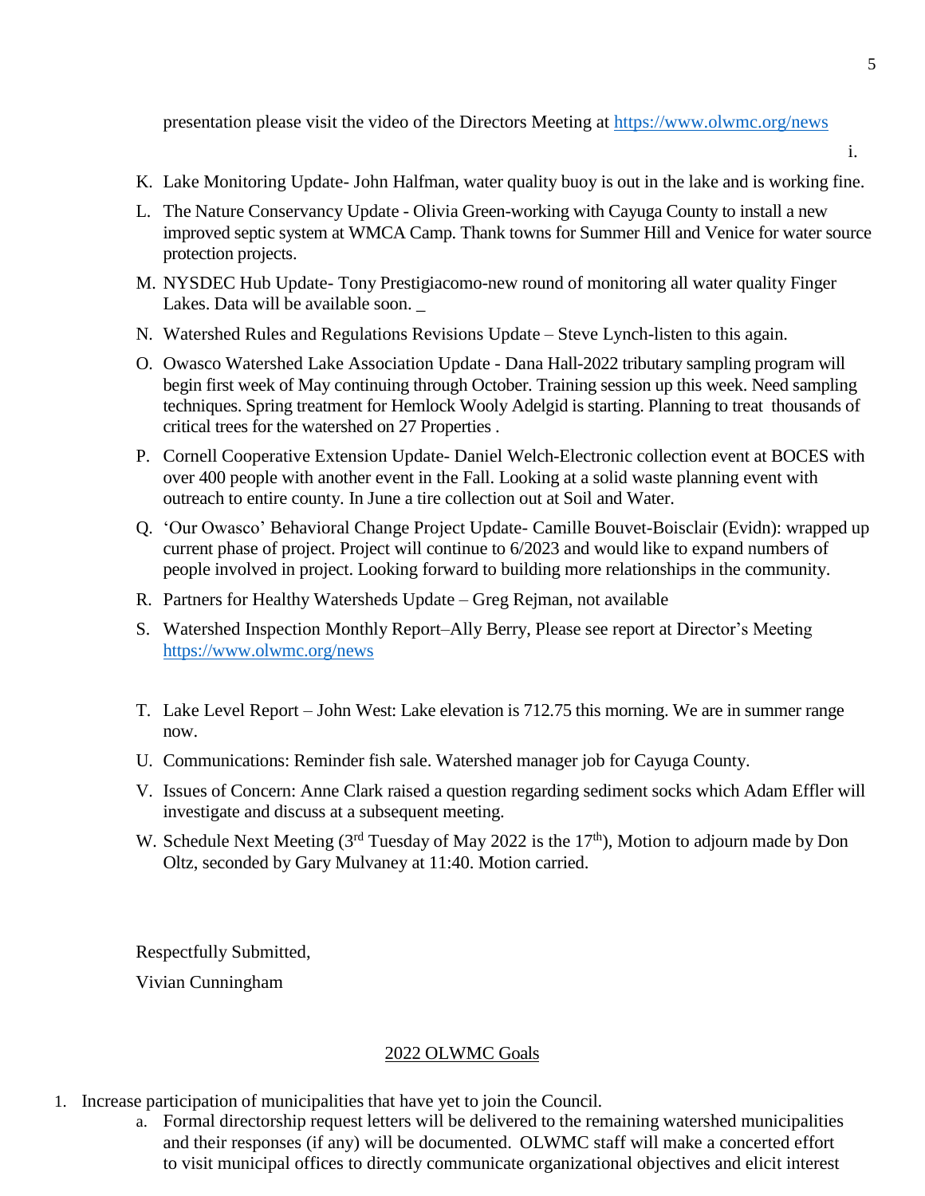presentation please visit the video of the Directors Meeting at https://www.olwmc.org/news

i.

K. Lake Monitoring Update- John Halfman, water quality buoy is out in the lake and is working fine.

L. The Nature Conservancy Update - Olivia Green-working with Cayuga County to install a new improved septic system at WMCA Camp. Thank towns for Summer Hill and Venice for water source protection projects.

M. NYSDEC Hub Update- Tony Prestigiacomo-new round of monitoring all water quality Finger Lakes. Data will be available soon. _

N. Watershed Rules and Regulations Revisions Update – Steve Lynch-listen to this again.

O. Owasco Watershed Lake Association Update - Dana Hall-2022 tributary sampling program will begin first week of May continuing through October. Training session up this week. Need sampling techniques. Spring treatment for Hemlock Wooly Adelgid is starting. Planning to treat  thousands of critical trees for the watershed on 27 Properties .

P. Cornell Cooperative Extension Update- Daniel Welch-Electronic collection event at BOCES with over 400 people with another event in the Fall. Looking at a solid waste planning event with outreach to entire county. In June a tire collection out at Soil and Water.

Q. 'Our Owasco' Behavioral Change Project Update- Camille Bouvet-Boisclair (Evidn): wrapped up current phase of project. Project will continue to 6/2023 and would like to expand numbers of people involved in project. Looking forward to building more relationships in the community.

R. Partners for Healthy Watersheds Update – Greg Rejman, not available

S. Watershed Inspection Monthly Report–Ally Berry, Please see report at Director's Meeting https://www.olwmc.org/news

T. Lake Level Report – John West: Lake elevation is 712.75 this morning. We are in summer range now.

U. Communications: Reminder fish sale. Watershed manager job for Cayuga County.

V. Issues of Concern: Anne Clark raised a question regarding sediment socks which Adam Effler will investigate and discuss at a subsequent meeting.

W. Schedule Next Meeting (3rd Tuesday of May 2022 is the 17th), Motion to adjourn made by Don Oltz, seconded by Gary Mulvaney at 11:40. Motion carried.

Respectfully Submitted,

Vivian Cunningham

## 2022 OLWMC Goals

1. Increase participation of municipalities that have yet to join the Council.
   a. Formal directorship request letters will be delivered to the remaining watershed municipalities and their responses (if any) will be documented. OLWMC staff will make a concerted effort to visit municipal offices to directly communicate organizational objectives and elicit interest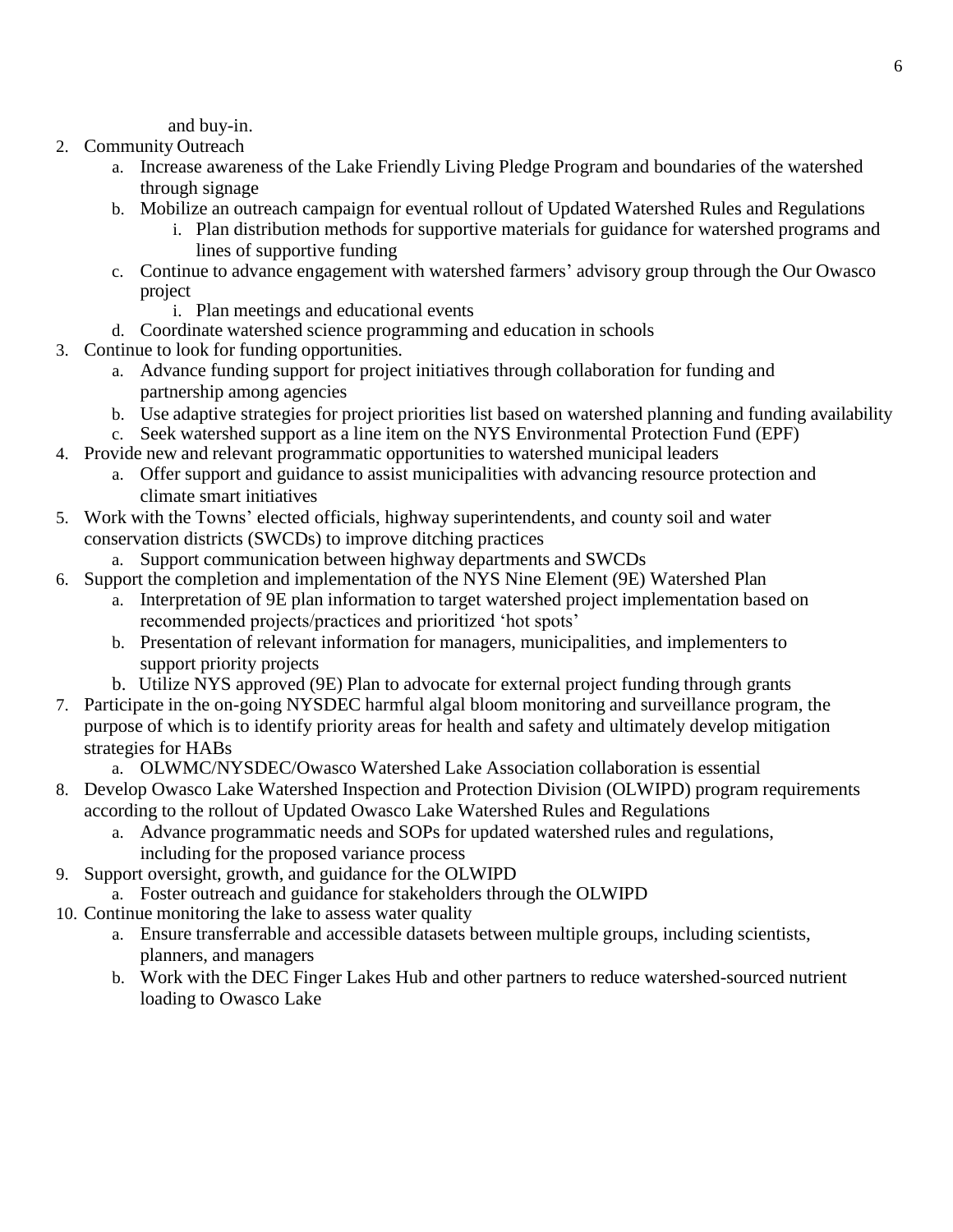and buy-in.

2. Community Outreach
   a. Increase awareness of the Lake Friendly Living Pledge Program and boundaries of the watershed through signage
   b. Mobilize an outreach campaign for eventual rollout of Updated Watershed Rules and Regulations
      i. Plan distribution methods for supportive materials for guidance for watershed programs and lines of supportive funding
   c. Continue to advance engagement with watershed farmers' advisory group through the Our Owasco project
      i. Plan meetings and educational events
   d. Coordinate watershed science programming and education in schools
3. Continue to look for funding opportunities.
   a. Advance funding support for project initiatives through collaboration for funding and partnership among agencies
   b. Use adaptive strategies for project priorities list based on watershed planning and funding availability
   c. Seek watershed support as a line item on the NYS Environmental Protection Fund (EPF)
4. Provide new and relevant programmatic opportunities to watershed municipal leaders
   a. Offer support and guidance to assist municipalities with advancing resource protection and climate smart initiatives
5. Work with the Towns' elected officials, highway superintendents, and county soil and water conservation districts (SWCDs) to improve ditching practices
   a. Support communication between highway departments and SWCDs
6. Support the completion and implementation of the NYS Nine Element (9E) Watershed Plan
   a. Interpretation of 9E plan information to target watershed project implementation based on recommended projects/practices and prioritized 'hot spots'
   b. Presentation of relevant information for managers, municipalities, and implementers to support priority projects
   b. Utilize NYS approved (9E) Plan to advocate for external project funding through grants
7. Participate in the on-going NYSDEC harmful algal bloom monitoring and surveillance program, the purpose of which is to identify priority areas for health and safety and ultimately develop mitigation strategies for HABs
   a. OLWMC/NYSDEC/Owasco Watershed Lake Association collaboration is essential
8. Develop Owasco Lake Watershed Inspection and Protection Division (OLWIPD) program requirements according to the rollout of Updated Owasco Lake Watershed Rules and Regulations
   a. Advance programmatic needs and SOPs for updated watershed rules and regulations, including for the proposed variance process
9. Support oversight, growth, and guidance for the OLWIPD
   a. Foster outreach and guidance for stakeholders through the OLWIPD
10. Continue monitoring the lake to assess water quality
    a. Ensure transferrable and accessible datasets between multiple groups, including scientists, planners, and managers
    b. Work with the DEC Finger Lakes Hub and other partners to reduce watershed-sourced nutrient loading to Owasco Lake